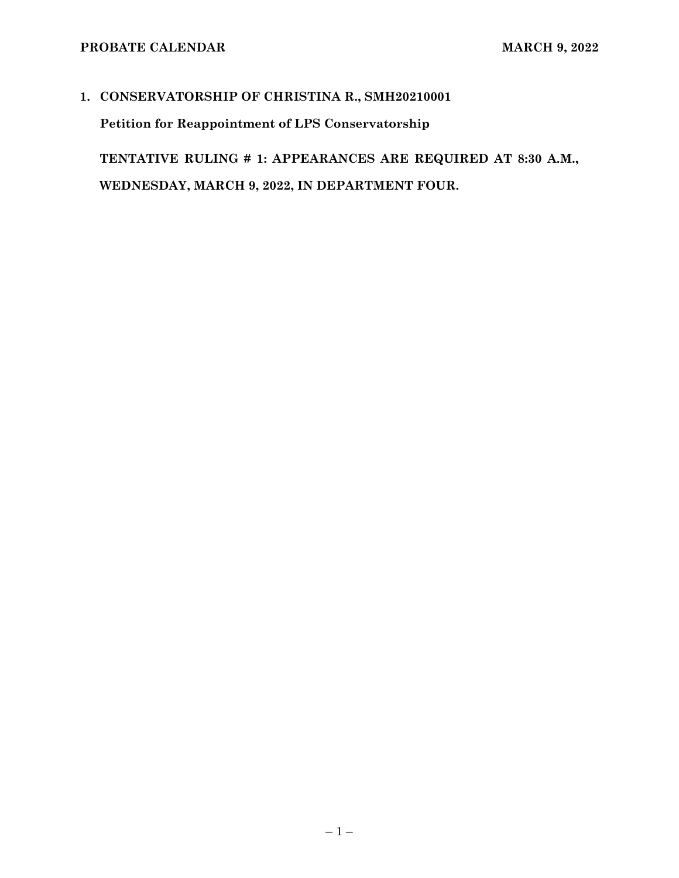**1. CONSERVATORSHIP OF CHRISTINA R., SMH20210001**

**Petition for Reappointment of LPS Conservatorship**

**TENTATIVE RULING # 1: APPEARANCES ARE REQUIRED AT 8:30 A.M., WEDNESDAY, MARCH 9, 2022, IN DEPARTMENT FOUR.**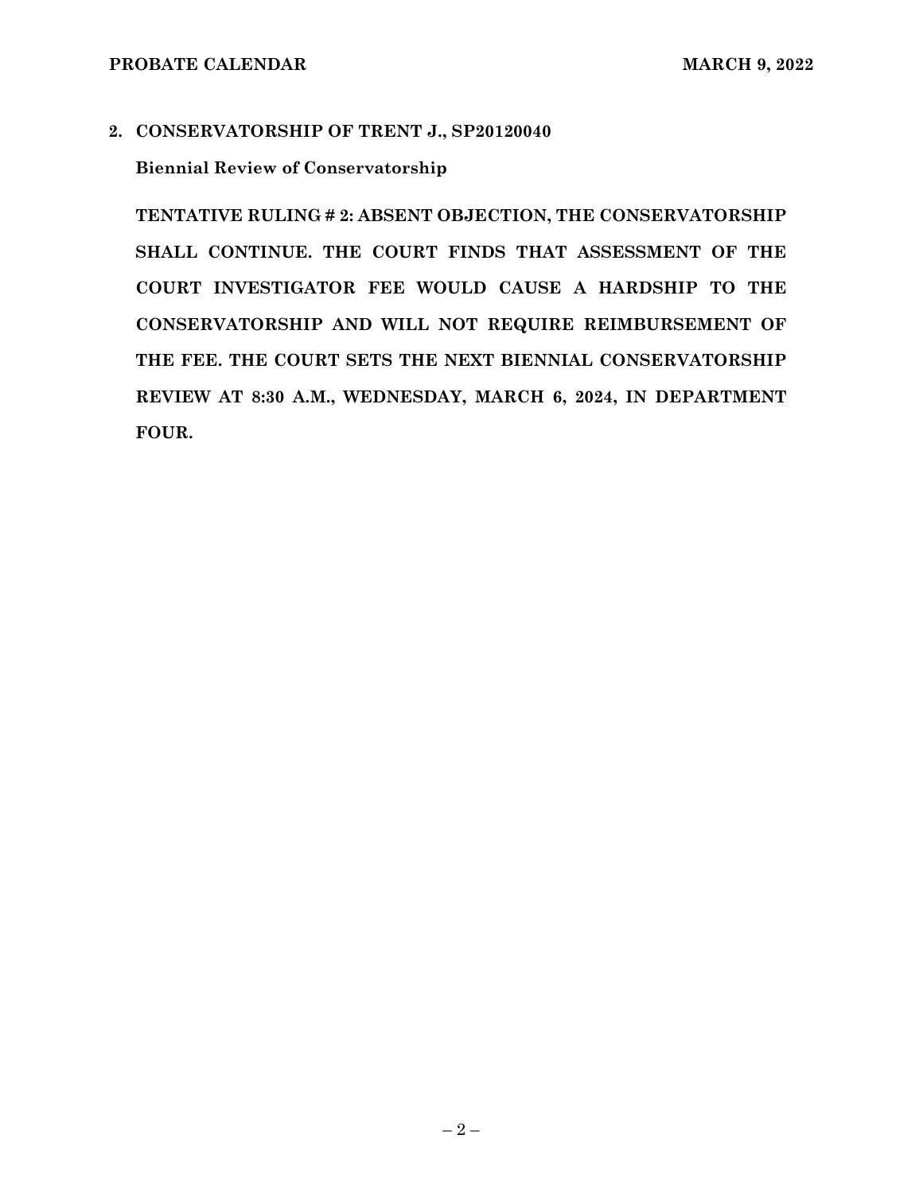**2. CONSERVATORSHIP OF TRENT J., SP20120040**

**Biennial Review of Conservatorship**

**TENTATIVE RULING # 2: ABSENT OBJECTION, THE CONSERVATORSHIP SHALL CONTINUE. THE COURT FINDS THAT ASSESSMENT OF THE COURT INVESTIGATOR FEE WOULD CAUSE A HARDSHIP TO THE CONSERVATORSHIP AND WILL NOT REQUIRE REIMBURSEMENT OF THE FEE. THE COURT SETS THE NEXT BIENNIAL CONSERVATORSHIP REVIEW AT 8:30 A.M., WEDNESDAY, MARCH 6, 2024, IN DEPARTMENT FOUR.**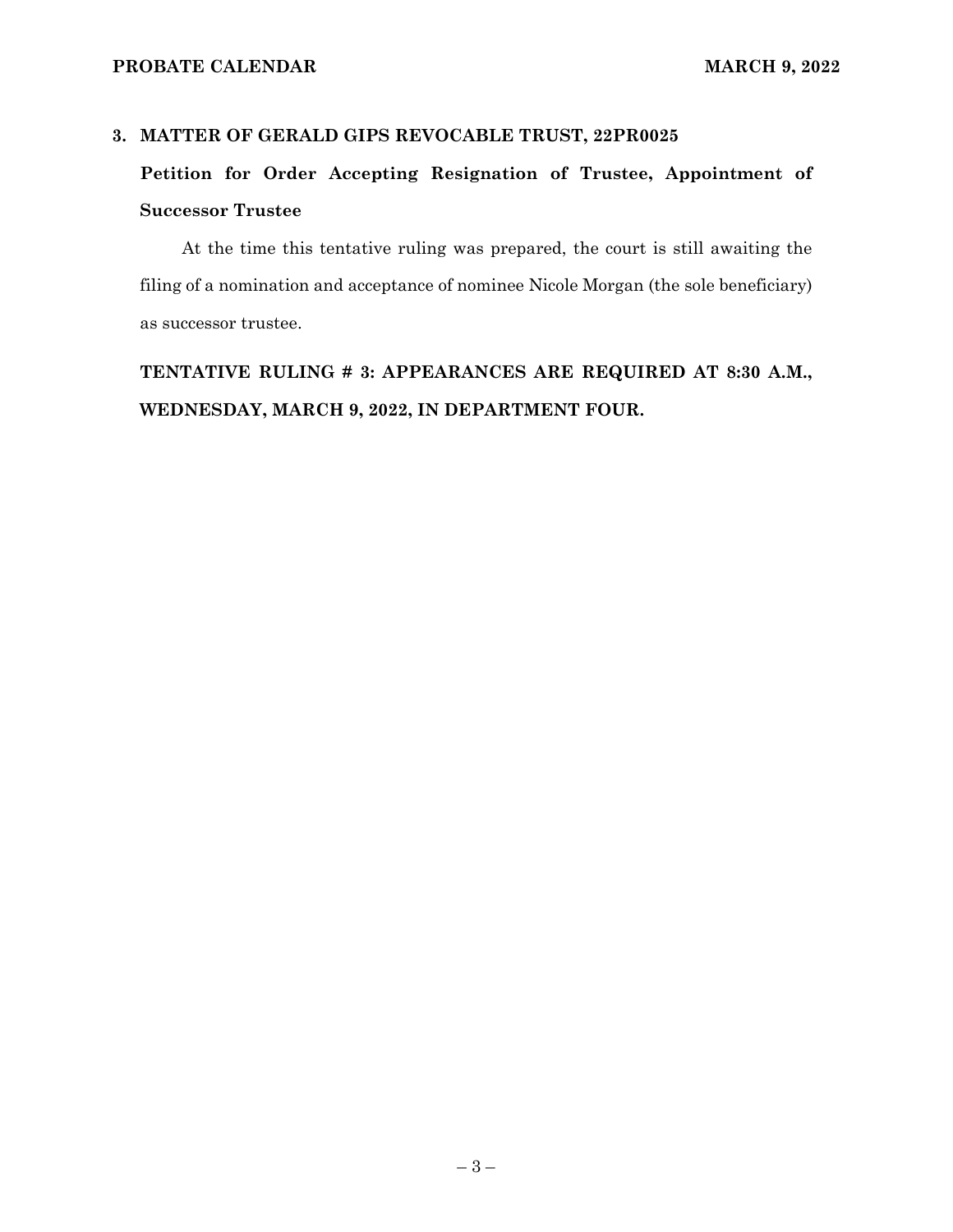**3. MATTER OF GERALD GIPS REVOCABLE TRUST, 22PR0025**

**Petition for Order Accepting Resignation of Trustee, Appointment of Successor Trustee**

At the time this tentative ruling was prepared, the court is still awaiting the filing of a nomination and acceptance of nominee Nicole Morgan (the sole beneficiary) as successor trustee.

**TENTATIVE RULING # 3: APPEARANCES ARE REQUIRED AT 8:30 A.M., WEDNESDAY, MARCH 9, 2022, IN DEPARTMENT FOUR.**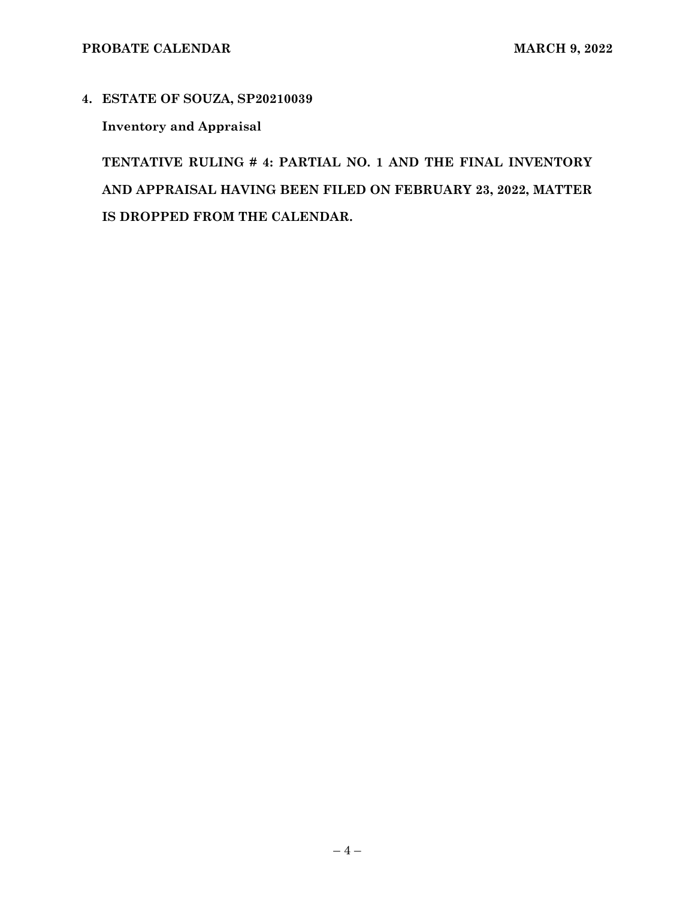**4. ESTATE OF SOUZA, SP20210039**

**Inventory and Appraisal**

**TENTATIVE RULING # 4: PARTIAL NO. 1 AND THE FINAL INVENTORY AND APPRAISAL HAVING BEEN FILED ON FEBRUARY 23, 2022, MATTER IS DROPPED FROM THE CALENDAR.**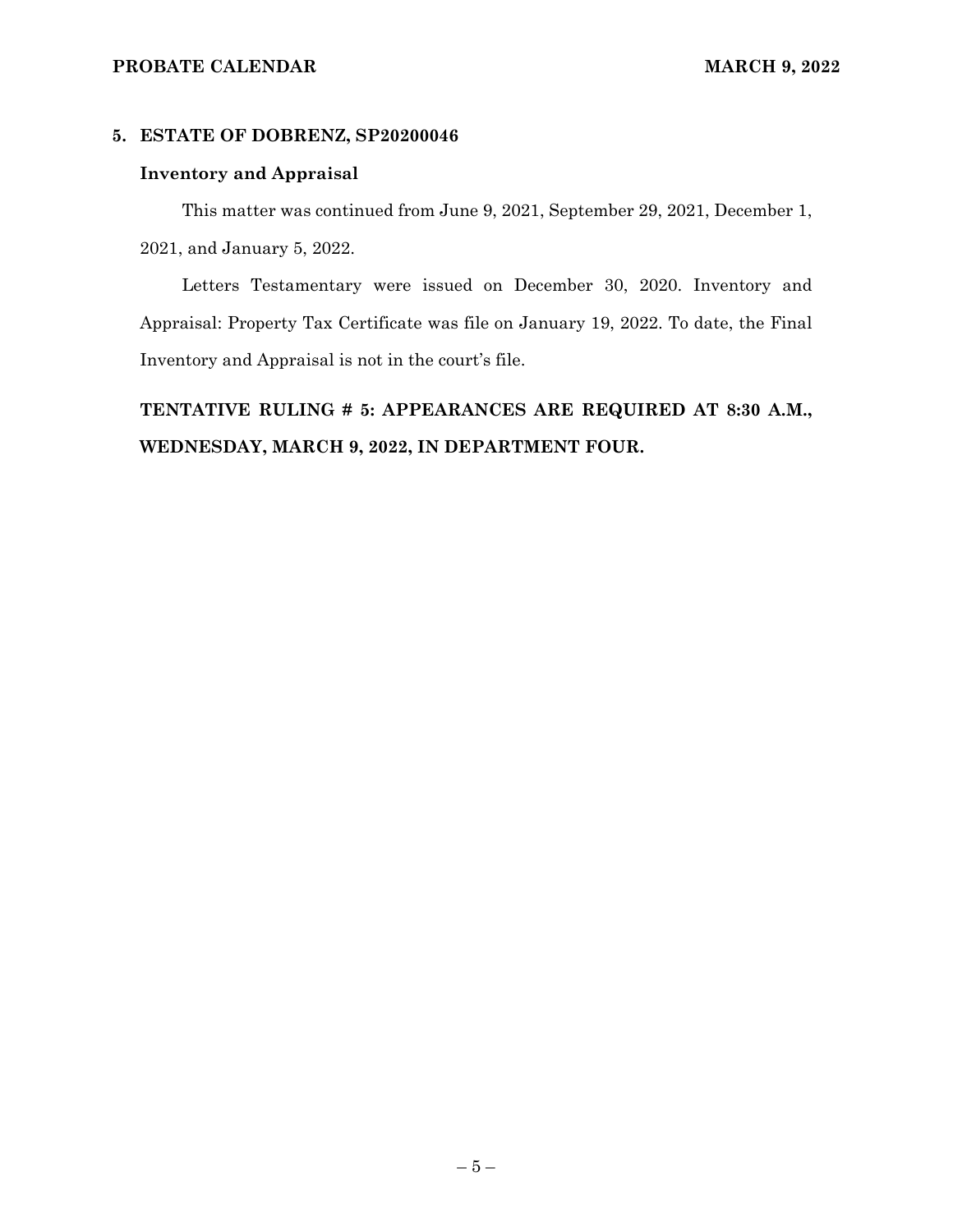## 5. ESTATE OF DOBRENZ, SP20200046

### Inventory and Appraisal

This matter was continued from June 9, 2021, September 29, 2021, December 1, 2021, and January 5, 2022.

Letters Testamentary were issued on December 30, 2020. Inventory and Appraisal: Property Tax Certificate was file on January 19, 2022. To date, the Final Inventory and Appraisal is not in the court's file.

**TENTATIVE RULING # 5: APPEARANCES ARE REQUIRED AT 8:30 A.M., WEDNESDAY, MARCH 9, 2022, IN DEPARTMENT FOUR.**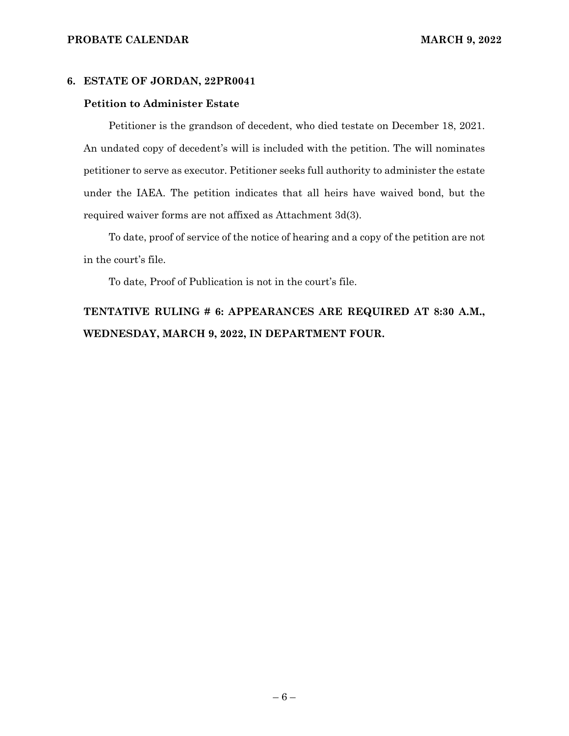## 6. ESTATE OF JORDAN, 22PR0041

### Petition to Administer Estate

Petitioner is the grandson of decedent, who died testate on December 18, 2021. An undated copy of decedent's will is included with the petition. The will nominates petitioner to serve as executor. Petitioner seeks full authority to administer the estate under the IAEA. The petition indicates that all heirs have waived bond, but the required waiver forms are not affixed as Attachment 3d(3).

To date, proof of service of the notice of hearing and a copy of the petition are not in the court's file.

To date, Proof of Publication is not in the court's file.

**TENTATIVE RULING # 6: APPEARANCES ARE REQUIRED AT 8:30 A.M., WEDNESDAY, MARCH 9, 2022, IN DEPARTMENT FOUR.**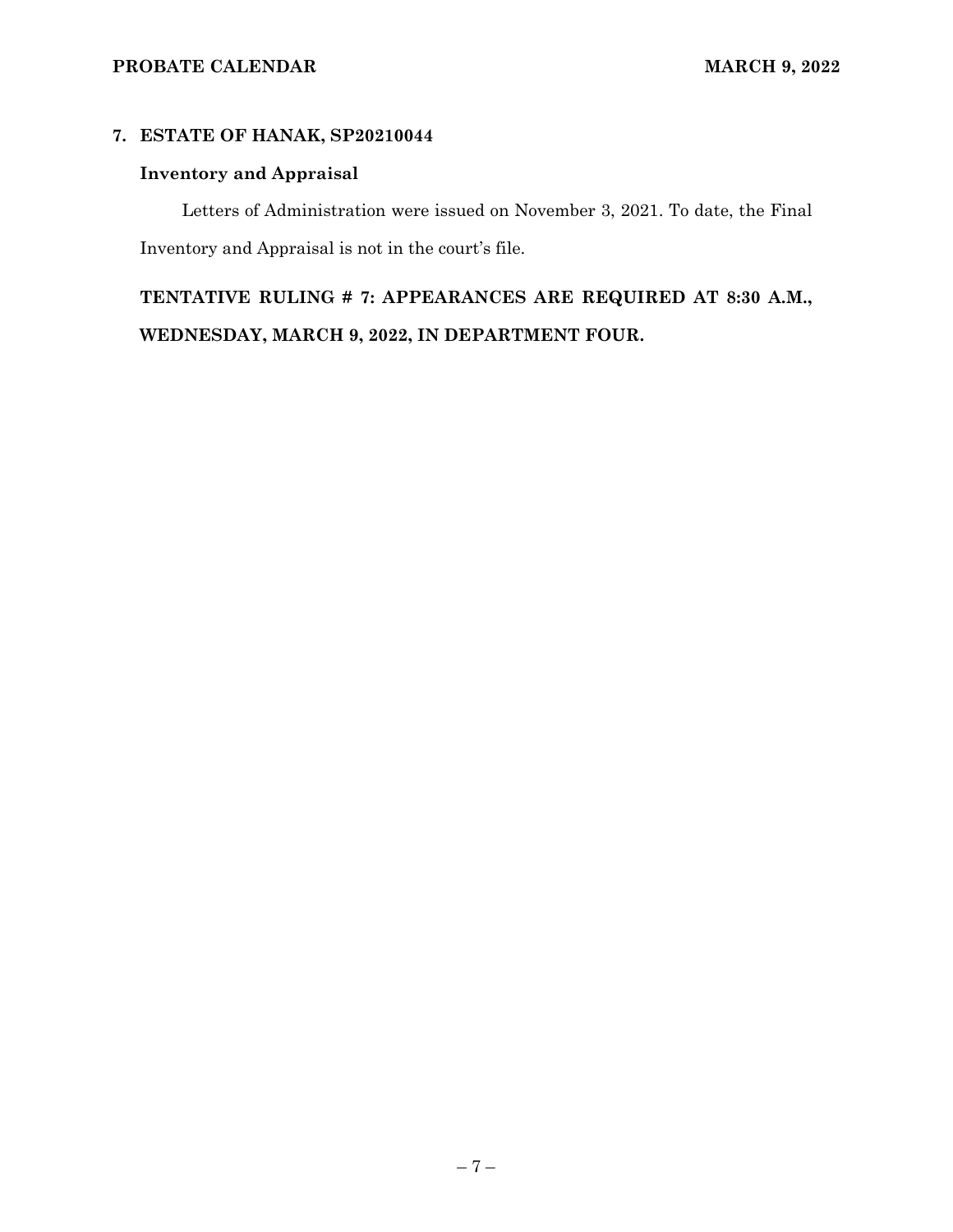## 7. ESTATE OF HANAK, SP20210044

### Inventory and Appraisal

Letters of Administration were issued on November 3, 2021. To date, the Final Inventory and Appraisal is not in the court's file.

**TENTATIVE RULING # 7: APPEARANCES ARE REQUIRED AT 8:30 A.M., WEDNESDAY, MARCH 9, 2022, IN DEPARTMENT FOUR.**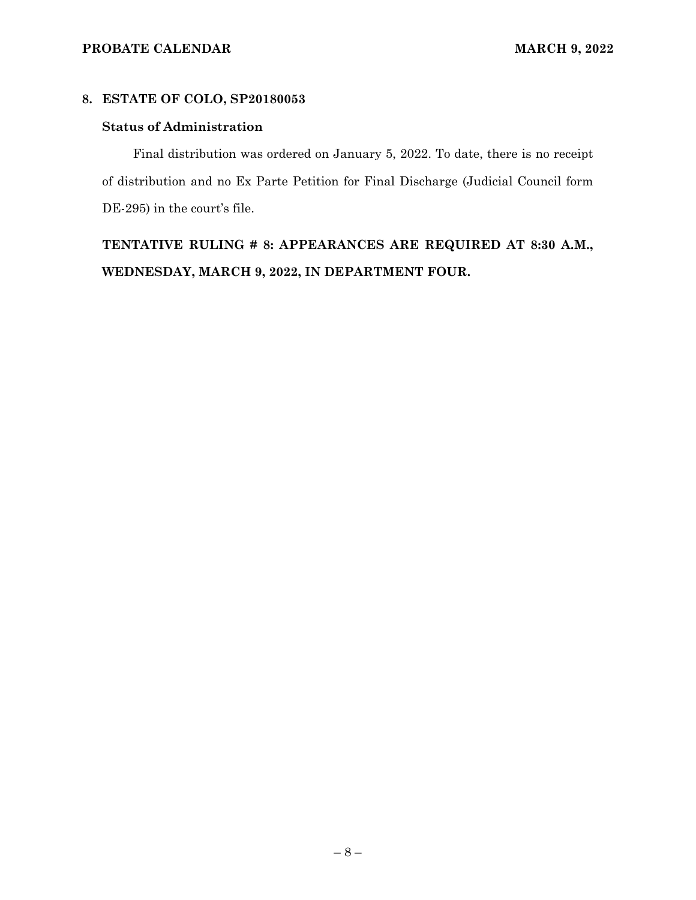## 8. ESTATE OF COLO, SP20180053

### Status of Administration

Final distribution was ordered on January 5, 2022. To date, there is no receipt of distribution and no Ex Parte Petition for Final Discharge (Judicial Council form DE-295) in the court's file.

**TENTATIVE RULING # 8: APPEARANCES ARE REQUIRED AT 8:30 A.M., WEDNESDAY, MARCH 9, 2022, IN DEPARTMENT FOUR.**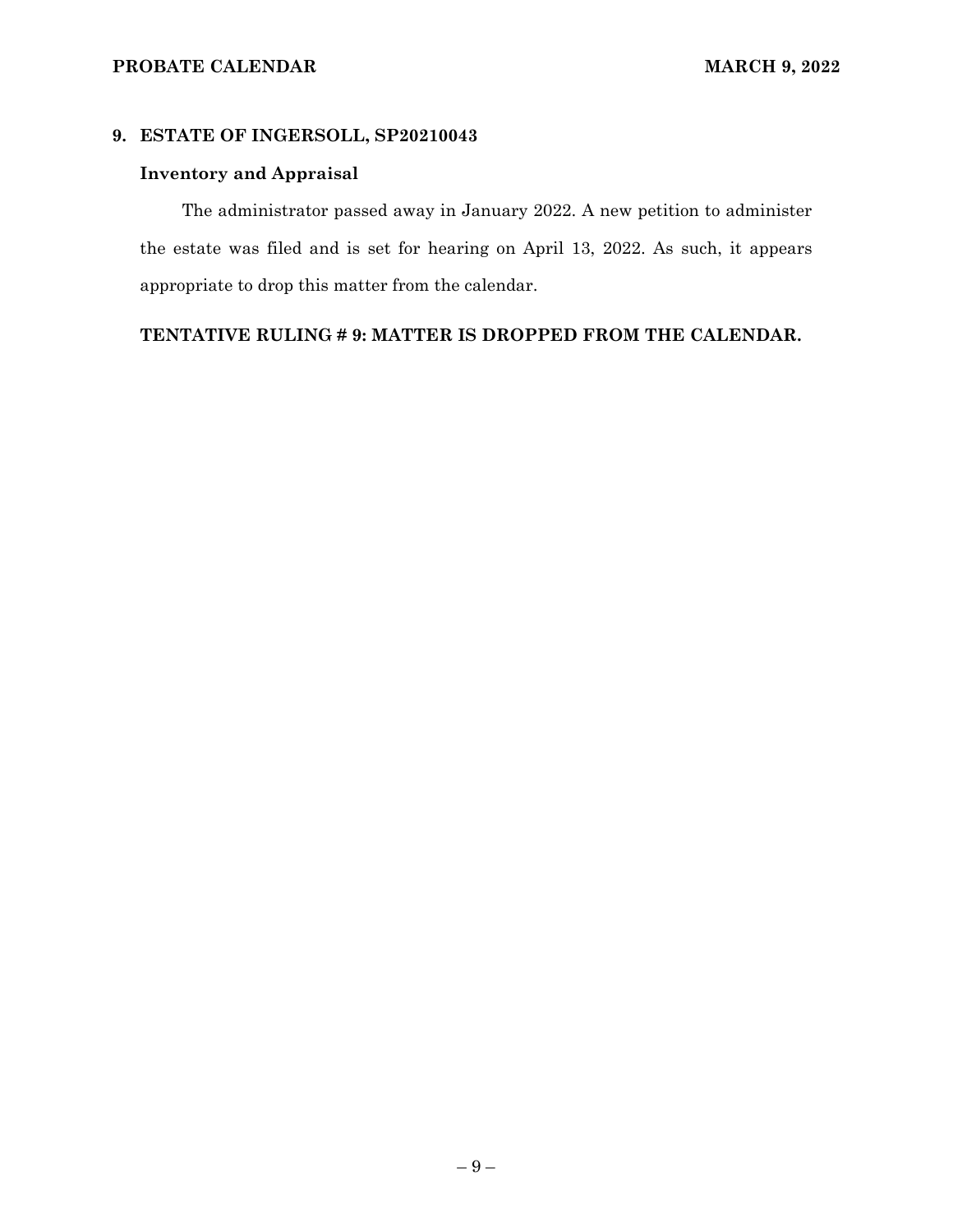## 9. ESTATE OF INGERSOLL, SP20210043

### Inventory and Appraisal

The administrator passed away in January 2022. A new petition to administer the estate was filed and is set for hearing on April 13, 2022. As such, it appears appropriate to drop this matter from the calendar.

**TENTATIVE RULING # 9: MATTER IS DROPPED FROM THE CALENDAR.**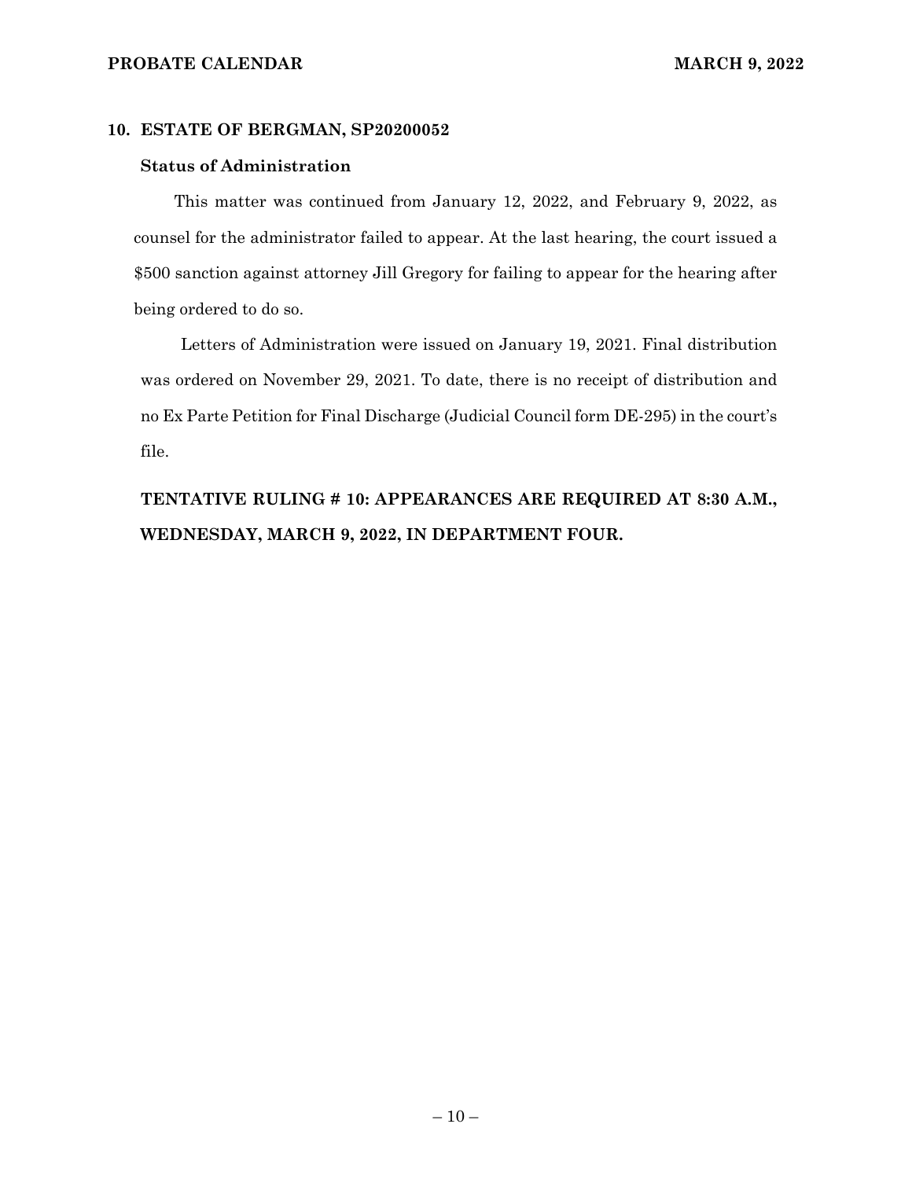## 10. ESTATE OF BERGMAN, SP20200052

### Status of Administration

This matter was continued from January 12, 2022, and February 9, 2022, as counsel for the administrator failed to appear. At the last hearing, the court issued a $500 sanction against attorney Jill Gregory for failing to appear for the hearing after being ordered to do so.

Letters of Administration were issued on January 19, 2021. Final distribution was ordered on November 29, 2021. To date, there is no receipt of distribution and no Ex Parte Petition for Final Discharge (Judicial Council form DE-295) in the court's file.

**TENTATIVE RULING # 10: APPEARANCES ARE REQUIRED AT 8:30 A.M., WEDNESDAY, MARCH 9, 2022, IN DEPARTMENT FOUR.**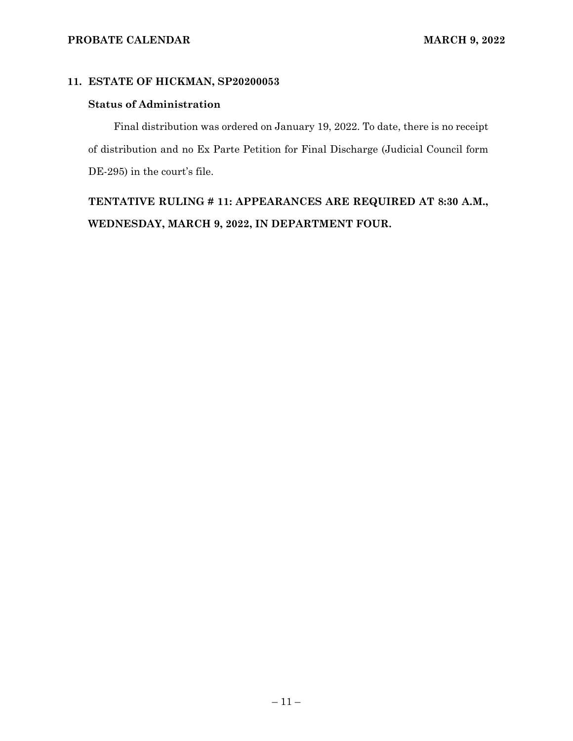## 11. ESTATE OF HICKMAN, SP20200053

### Status of Administration

Final distribution was ordered on January 19, 2022. To date, there is no receipt of distribution and no Ex Parte Petition for Final Discharge (Judicial Council form DE-295) in the court's file.

**TENTATIVE RULING # 11: APPEARANCES ARE REQUIRED AT 8:30 A.M., WEDNESDAY, MARCH 9, 2022, IN DEPARTMENT FOUR.**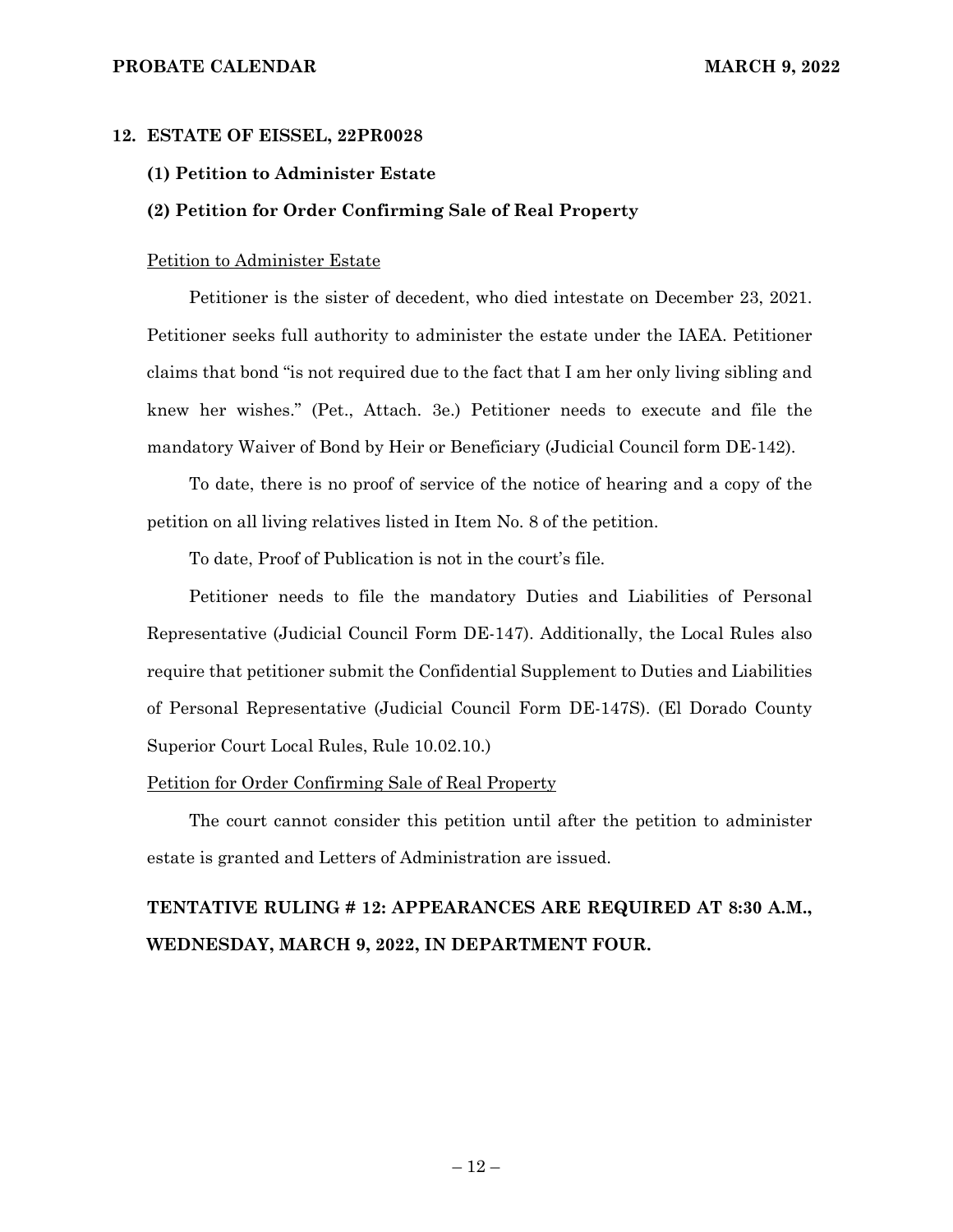## 12. ESTATE OF EISSEL, 22PR0028

**(1) Petition to Administer Estate**

**(2) Petition for Order Confirming Sale of Real Property**

<u>Petition to Administer Estate</u>

Petitioner is the sister of decedent, who died intestate on December 23, 2021. Petitioner seeks full authority to administer the estate under the IAEA. Petitioner claims that bond "is not required due to the fact that I am her only living sibling and knew her wishes." (Pet., Attach. 3e.) Petitioner needs to execute and file the mandatory Waiver of Bond by Heir or Beneficiary (Judicial Council form DE-142).

To date, there is no proof of service of the notice of hearing and a copy of the petition on all living relatives listed in Item No. 8 of the petition.

To date, Proof of Publication is not in the court's file.

Petitioner needs to file the mandatory Duties and Liabilities of Personal Representative (Judicial Council Form DE-147). Additionally, the Local Rules also require that petitioner submit the Confidential Supplement to Duties and Liabilities of Personal Representative (Judicial Council Form DE-147S). (El Dorado County Superior Court Local Rules, Rule 10.02.10.)

<u>Petition for Order Confirming Sale of Real Property</u>

The court cannot consider this petition until after the petition to administer estate is granted and Letters of Administration are issued.

**TENTATIVE RULING # 12: APPEARANCES ARE REQUIRED AT 8:30 A.M., WEDNESDAY, MARCH 9, 2022, IN DEPARTMENT FOUR.**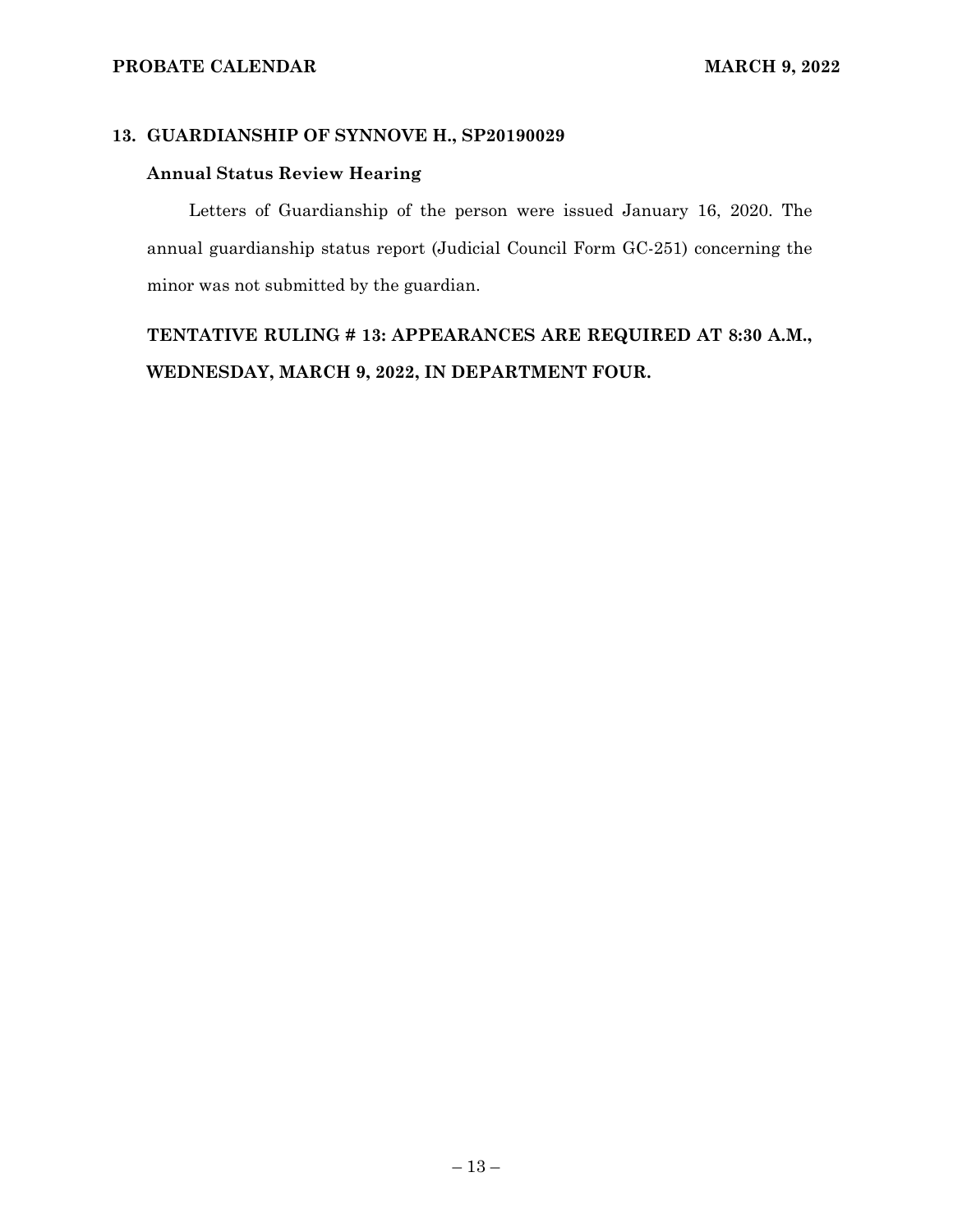## 13. GUARDIANSHIP OF SYNNOVE H., SP20190029

### Annual Status Review Hearing

Letters of Guardianship of the person were issued January 16, 2020. The annual guardianship status report (Judicial Council Form GC-251) concerning the minor was not submitted by the guardian.

**TENTATIVE RULING # 13: APPEARANCES ARE REQUIRED AT 8:30 A.M., WEDNESDAY, MARCH 9, 2022, IN DEPARTMENT FOUR.**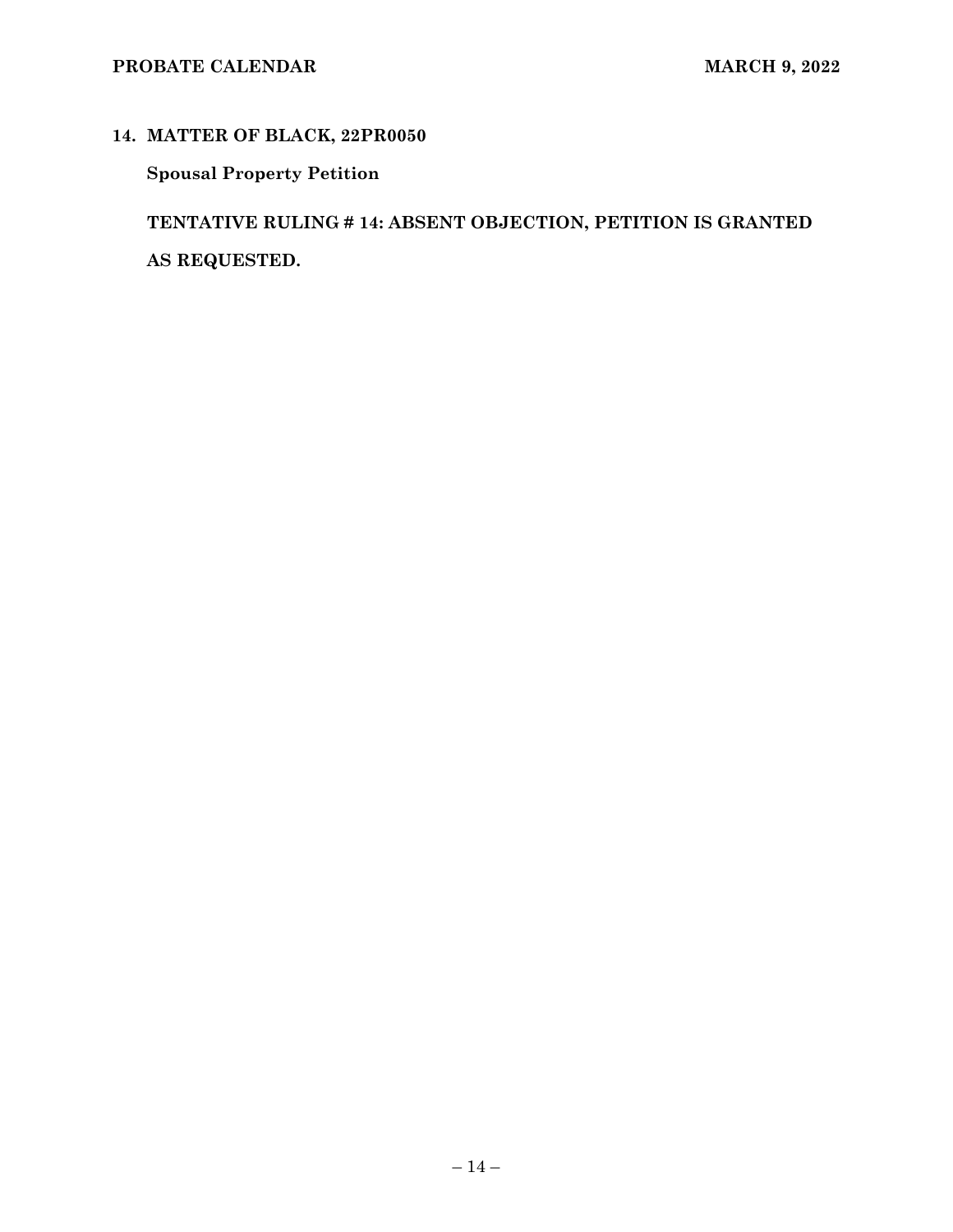## 14. MATTER OF BLACK, 22PR0050

**Spousal Property Petition**

**TENTATIVE RULING # 14: ABSENT OBJECTION, PETITION IS GRANTED AS REQUESTED.**